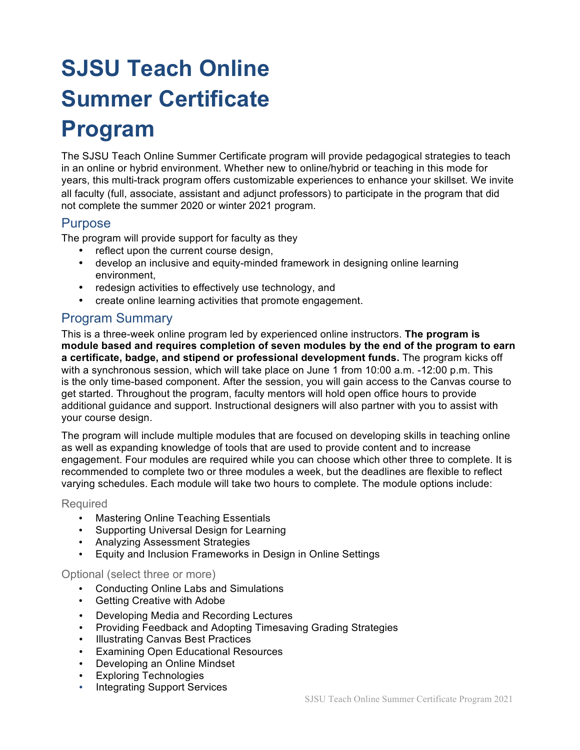# SJSU Teach Online Summer Certificate Program

The SJSU Teach Online Summer Certificate program will provide pedagogical strategies to teach in an online or hybrid environment. Whether new to online/hybrid or teaching in this mode for years, this multi-track program offers customizable experiences to enhance your skillset. We invite all faculty (full, associate, assistant and adjunct professors) to participate in the program that did not complete the summer 2020 or winter 2021 program.

## Purpose

The program will provide support for faculty as they

- reflect upon the current course design,
- develop an inclusive and equity-minded framework in designing online learning environment,
- redesign activities to effectively use technology, and
- create online learning activities that promote engagement.

## Program Summary

This is a three-week online program led by experienced online instructors. **The program is module based and requires completion of seven modules by the end of the program to earn a certificate, badge, and stipend or professional development funds.** The program kicks off with a synchronous session, which will take place on June 1 from 10:00 a.m. -12:00 p.m. This is the only time-based component. After the session, you will gain access to the Canvas course to get started. Throughout the program, faculty mentors will hold open office hours to provide additional guidance and support. Instructional designers will also partner with you to assist with your course design.

The program will include multiple modules that are focused on developing skills in teaching online as well as expanding knowledge of tools that are used to provide content and to increase engagement. Four modules are required while you can choose which other three to complete. It is recommended to complete two or three modules a week, but the deadlines are flexible to reflect varying schedules. Each module will take two hours to complete. The module options include:

### Required

- Mastering Online Teaching Essentials
- Supporting Universal Design for Learning
- Analyzing Assessment Strategies
- Equity and Inclusion Frameworks in Design in Online Settings

### Optional (select three or more)

- Conducting Online Labs and Simulations
- Getting Creative with Adobe
- Developing Media and Recording Lectures
- Providing Feedback and Adopting Timesaving Grading Strategies
- Illustrating Canvas Best Practices
- Examining Open Educational Resources
- Developing an Online Mindset
- Exploring Technologies
- Integrating Support Services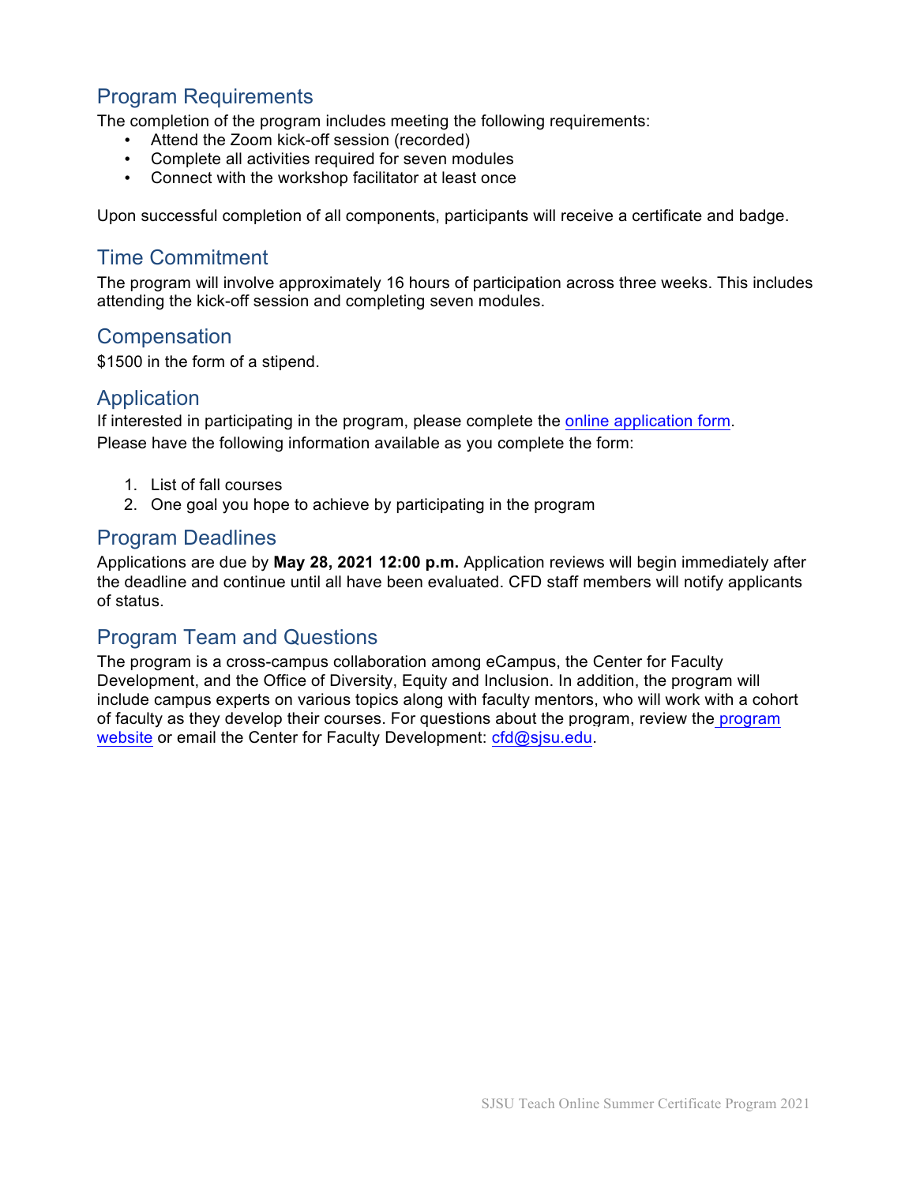## Program Requirements

The completion of the program includes meeting the following requirements:

- Attend the Zoom kick-off session (recorded)
- Complete all activities required for seven modules
- Connect with the workshop facilitator at least once

Upon successful completion of all components, participants will receive a certificate and badge.

## Time Commitment

The program will involve approximately 16 hours of participation across three weeks. This includes attending the kick-off session and completing seven modules.

## Compensation

$1500 in the form of a stipend.

## Application

If interested in participating in the program, please complete the online application form.

Please have the following information available as you complete the form:

1. List of fall courses
2. One goal you hope to achieve by participating in the program

## Program Deadlines

Applications are due by **May 28, 2021 12:00 p.m.** Application reviews will begin immediately after the deadline and continue until all have been evaluated. CFD staff members will notify applicants of status.

## Program Team and Questions

The program is a cross-campus collaboration among eCampus, the Center for Faculty Development, and the Office of Diversity, Equity and Inclusion. In addition, the program will include campus experts on various topics along with faculty mentors, who will work with a cohort of faculty as they develop their courses. For questions about the program, review the program website or email the Center for Faculty Development: cfd@sjsu.edu.